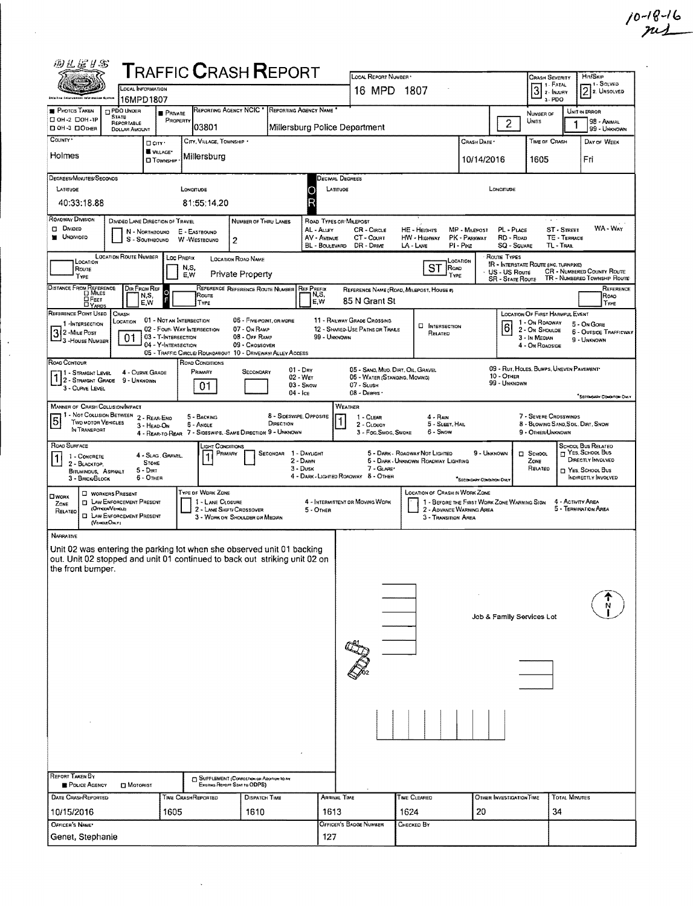10-18-16

# TRAFFIC CRASH REPORT

| Field | Value |
|---|---|
| Local Information | 16MPD1807 |
| Local Report Number | 16 MPD 1807 |
| Crash Severity (1 - Fatal, 2 - Injury, 3 - PDO) | 3 |
| Hit/Skip (1 - Solved, 2 - Unsolved) | 2 |
| Photos Taken | |
| PDO Under State Reportable Dollar Amount | |
| Private Property | ■ |
| Reporting Agency NCIC | 03801 |
| Reporting Agency Name | Millersburg Police Department |
| Number of Units | 2 |
| Unit in Error (98 - Animal, 99 - Unknown) | 1 |
| County | Holmes |
| City, Village, Township | Village ■ Millersburg |
| Crash Date | 10/14/2016 |
| Time of Crash | 1605 |
| Day of Week | Fri |

**Degrees/Minutes/Seconds**

| Latitude | Longitude |
|---|---|
| 40:33:18.88 | 81:55:14.20 |

**Decimal Degrees** — Latitude: / Longitude:

| Field | Value |
|---|---|
| Roadway Division | ■ Undivided |
| Divided Lane Direction of Travel | |
| Number of Thru Lanes | 2 |
| Location Route Number | |
| Loc Prefix | |
| Location Road Name | Private Property |
| Location Road Type | ST |
| Distance From Reference | |
| Dir From Reference | |
| Reference Route Number | |
| Ref Prefix | |
| Reference Name (Road, Milepost, House #) | 85 N Grant St |
| Reference Point Used | 3 - House Number |
| Crash Location | 01 - Not an Intersection |
| Location of First Harmful Event | 6 - Outside Trafficway |
| Road Contour | 1 - Straight Level |
| Road Conditions Primary | 01 - Dry |
| Road Conditions Secondary | |
| Manner of Crash Collision/Impact | 5 - Backing |
| Weather | 1 - Clear |
| Road Surface | 1 - Concrete |
| Light Conditions Primary | 1 - Daylight |
| Light Conditions Secondary | |
| School Zone | |
| Work Zone Related | |
| Type of Work Zone | |
| Location of Crash in Work Zone | |

## Narrative

Unit 02 was entering the parking lot when she observed unit 01 backing out. Unit 02 stopped and unit 01 continued to back out striking unit 02 on the front bumper.

Diagram label: Job & Family Services Lot

| Field | Value |
|---|---|
| Report Taken By | ■ Police Agency |
| Supplement | |
| Date Crash Reported | 10/15/2016 |
| Time Crash Reported | 1605 |
| Dispatch Time | 1610 |
| Arrival Time | 1613 |
| Time Cleared | 1624 |
| Other Investigation Time | 20 |
| Total Minutes | 34 |
| Officer's Name | Genet, Stephanie |
| Officer's Badge Number | 127 |
| Checked By | |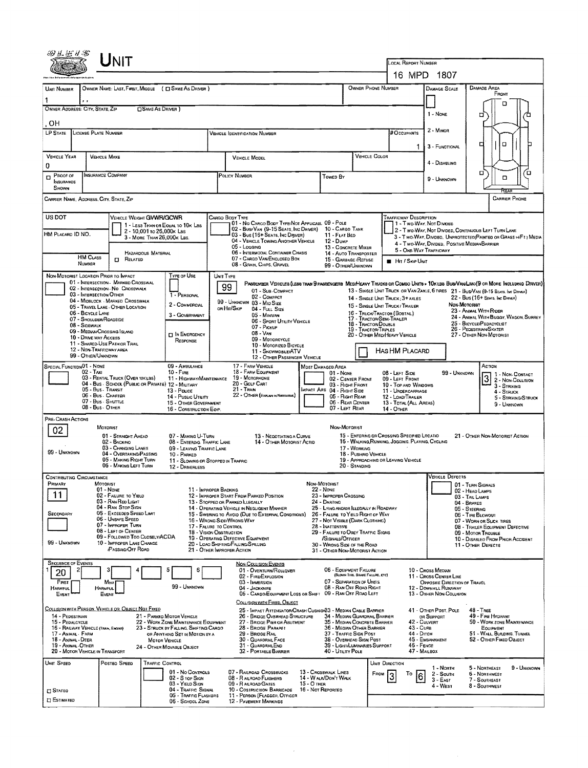# UNIT

**LOCAL REPORT NUMBER:** 16 MPD 1807

| UNIT NUMBER | OWNER NAME: LAST, FIRST, MIDDLE ( ☐ SAME AS DRIVER ) | OWNER PHONE NUMBER | DAMAGE SCALE | DAMAGE AREA |
|---|---|---|---|---|
| 1 | , , | | | FRONT |

OWNER ADDRESS: CITY, STATE, ZIP ☐ SAME AS DRIVER )

, OH

| LP STATE | LICENSE PLATE NUMBER | VEHICLE IDENTIFICATION NUMBER | # OCCUPANTS |
|---|---|---|---|
| | | | 1 |

| VEHICLE YEAR | VEHICLE MAKE | VEHICLE MODEL | VEHICLE COLOR |
|---|---|---|---|
| 0 | | | |

| ☐ PROOF OF INSURANCE SHOWN | INSURANCE COMPANY | POLICY NUMBER | TOWED BY |
|---|---|---|---|
| | | | |

Damage Scale: 1 - NONE; 2 - MINOR; 3 - FUNCTIONAL; 4 - DISABLING; 9 - UNKNOWN

CARRIER NAME, ADDRESS, CITY, STATE, ZIP — CARRIER PHONE

US DOT

HM PLACARD ID NO.

HM CLASS NUMBER — ☐ RELATED HAZARDOUS MATERIAL

**VEHICLE WEIGHT GVWR/GCWR**
1 - LESS THAN OR EQUAL TO 10K LBS
2 - 10,001 TO 26,000K LBS
3 - MORE THAN 26,000K LBS.

**CARGO BODY TYPE**
01 - NO CARGO BODY TYPE/NOT APPLICABL
02 - BUS/VAN (9-15 SEATS, INC DRIVER)
03 - BUS (16+ SEATS, INC DRIVER)
04 - VEHICLE TOWING ANOTHER VEHICLE
05 - LOGGING
06 - INTERMODAL CONTAINER CHASIS
07 - CARGO VAN/ENCLOSED BOX
08 - GRAIN, CHIPS, GRAVEL
09 - POLE
10 - CARGO TANK
11 - FLAT BED
12 - DUMP
13 - CONCRETE MIXER
14 - AUTO TRANSPORTER
15 - GARBAGE /REFUSE
99 - OTHER/UNKNOWN

**TRAFFICWAY DESCRIPTION**
1 - TWO-WAY, NOT DIVIDED
2 - TWO-WAY, NOT DIVIDED, CONTINUOUS LEFT TURN LANE
3 - TWO-WAY, DIVIDED, UNPROTECTED(PAINTED OR GRASS >4FT.) MEDIA
4 - TWO-WAY, DIVIDED, POSITIVE MEDIANBARRIER
5 - ONE-WAY TRAFFICWAY
■ HIT / SKIP UNIT

**NON-MOTORIST LOCATION PRIOR TO IMPACT**
01 - INTERSECTION - MARKED CROSSWAL
02 - INTERSECTION - NO CROSSWALK
03 - INTERSECTION OTHER
04 - MIDBLOCK - MARKED CROSSWALK
05 - TRAVEL LANE - OTHER LOCATION
06 - BICYCLE LANE
07 - SHOULDER/ROADSIDE
08 - SIDEWALK
09 - MEDIAN/CROSSING ISLAND
10 - DRIVE WAY ACCESS
11 - SHARED-USE PATH OR TRAIL
12 - NON-TRAFFICWAY AREA
99 - OTHER/UNKNOWN

**TYPE OF USE**
1 - PERSONAL
2 - COMMERCIAL
3 - GOVERNMENT
☐ IN EMERGENCY RESPONSE

**UNIT TYPE:** 99

PASSENGER VEHICLES (LESS THAN 9 PASSENGERS MED/HEAVY TRUCKS OR COMBO UNITS > 10K LBS BUS/VAN/LIMO(9 OR MORE INCLUDING DRIVER)
01 - SUB-COMPACT
02 - COMPACT
99 - UNKNOWN 03 - MID SIZE
OR HIT/SKIP 04 - FULL SIZE
05 - MINIVAN
06 - SPORT UTILITY VEHICLE
07 - PICKUP
08 - VAN
09 - MOTORCYCLE
10 - MOTORIZED BICYCLE
11 - SNOWMOBILE/ATV
12 - OTHER PASSENGER VEHICLE
13 - SINGLE UNIT TRUCK OR VAN 2AXLE, 6 TIRES
14 - SINGLE UNIT TRUCK; 3+ AXLES
15 - SINGLE UNIT TRUCK / TRAILER
16 - TRUCK/TRACTOR (BOBTAIL)
17 - TRACTOR/SEMI-TRAILER
18 - TRACTOR/DOUBLE
19 - TRACTOR/TRIPLES
20 - OTHER MED/HEAVY VEHICLE
21 - BUS/VAN (9-15 SEATS, INC DRIVER)
22 - BUS (16+ SEATS, INC DRIVER)
NON-MOTORIST
23 - ANIMAL WITH RIDER
24 - ANIMAL WITH BUGGY, WAGON, SURREY
25 - BICYCLE/PEDACYCLIST
26 - PEDESTRIAN/SKATER
27 - OTHER NON-MOTORIST
☐ HAS HM PLACARD

**SPECIAL FUNCTION**
01 - NONE
02 - TAXI
03 - RENTAL TRUCK (OVER 10K LBS)
04 - BUS - SCHOOL (PUBLIC OR PRIVATE)
05 - BUS - TRANSIT
06 - BUS - CHARTER
07 - BUS - SHUTTLE
08 - BUS - OTHER
09 - AMBULANCE
10 - FIRE
11 - HIGHWAY/MAINTENANCE
12 - MILITARY
13 - POLICE
14 - PUBLIC UTILITY
15 - OTHER GOVERNMENT
16 - CONSTRUCTION EQIP.
17 - FARM VEHICLE
18 - FARM EQUIPMENT
19 - MOTORHOME
20 - GOLF CART
21 - TRAIN
22 - OTHER (EXPLAIN IN NARRATIVE)

**MOST DAMAGED AREA**
01 - NONE
02 - CENTER FRONT
03 - RIGHT FRONT
IMPACT ARE 04 - RIGHT SIDE
05 - RIGHT REAR
06 - REAR CENTER
07 - LEFT REAR
08 - LEFT SIDE
09 - LEFT FRONT
10 - TOP AND WINDOWS
11 - UNDERCARRIAGE
12 - LOAD/TRAILER
13 - TOTAL (ALL AREAS)
14 - OTHER
99 - UNKNOWN

**ACTION:** 3
1 - NON-CONTACT
2 - NON-COLLISION
3 - STRIKING
4 - STRUCK
5 - STRIKING/STRUCK
9 - UNKNOWN

**PRE-CRASH ACTIONS:** 02

MOTORIST
01 - STRAIGHT AHEAD
02 - BACKING
03 - CHANGING LANES
04 - OVERTAKING/PASSING
05 - MAKING RIGHT TURN
06 - MAKING LEFT TURN
07 - MAKING U-TURN
08 - ENTERING TRAFFIC LANE
09 - LEAVING TRAFFIC LANE
10 - PARKED
11 - SLOWING OR STOPPED IN TRAFFIC
12 - DRIVERLESS
13 - NEGOTIATING A CURVE
14 - OTHER MOTORIST ACTIO
99 - UNKNOWN

NON-MOTORIST
15 - ENTERING OR CROSSING SPECIFIED LOCATIO
16 - WALKING,RUNNING, JOGGING, PLAYING, CYCLING
17 - WORKING
18 - PUSHING VEHICLE
19 - APPROACHING OR LEAVING VEHICLE
20 - STANDING
21 - OTHER NON-MOTORIST ACTION

**CONTRIBUTING CIRCUMSTANCE**
PRIMARY: 11
SECONDARY:
99 - UNKNOWN

MOTORIST
01 - NONE
02 - FAILURE TO YIELD
03 - RAN RED LIGHT
04 - RAN STOP SIGN
05 - EXCEEDED SPEED LIMIT
06 - UNSAFE SPEED
07 - IMPROPER TURN
08 - LEFT OF CENTER
09 - FOLLOWED TOO CLOSELY/ACDA
10 - IMPROPER LANE CHANGE /PASSING/OFF ROAD
11 - IMPROPER BACKING
12 - IMPROPER START FROM PARKED POSITION
13 - STOPPED OR PARKED ILLEGALLY
14 - OPERATING VEHICLE IN NEGLIGENT MANNER
15 - SWERING TO AVOID (DUE TO EXTERNAL CONDITIONS)
16 - WRONG SIDE/WRONG WAY
17 - FALURE TO CONTROL
18 - VISION OBSTRUCTION
19 - OPERATING DEFECTIVE EQUIPMENT
20 - LOAD SHIFTING/FALLING/SPILLING
21 - OTHER IMPROPER ACTION

NON-MOTORIST
22 - NONE
23 - IMPROPER CROSSING
24 - DARTING
25 - LYING AND/OR ILLEGALLY IN ROADWAY
26 - FALURE TO YIELD RIGHT OF WAY
27 - NOT VISIBLE (DARK CLOTHING)
28 - INATTENTIVE
29 - FAILURE TO OBEY TRAFFIC SIGNS /SIGNALS/OFFICER
30 - WRONG SIDE OF THE ROAD
31 - OTHER NON-MOTORIST ACTION

**VEHICLE DEFECTS**
01 - TURN SIGNALS
02 - HEAD LAMPS
03 - TAIL LAMPS
04 - BRAKES
05 - STEERING
06 - TIRE BLOWOUT
07 - WORN OR SLICK TIRES
08 - TRAILER EQUIPMENT DEFECTIVE
09 - MOTOR TROUBLE
10 - DISABLED FROM PRIOR ACCIDENT
11 - OTHER DEFECTS

**SEQUENCE OF EVENTS**

| 1 | 2 | 3 | 4 | 5 | 6 |
|---|---|---|---|---|---|
| 20 | | | | | |

FIRST HARMFUL EVENT — MOST HARMFUL EVENT — 99 - UNKNOWN

NON-COLLISION EVENTS
01 - OVERTURN/ROLLOVER
02 - FIRE/EXPLOSION
03 - IMMERSION
04 - JACKKNIFE
05 - CARGO/EQUIPMENT LOSS OR SHIFT
06 - EQUIPMENT FAILURE (BLOWN TIRE, BRAKE FAILURE, ETC)
07 - SEPARATION OF UNITS
08 - RAN OFF ROAD RIGHT
09 - RAN OFF ROAD LEFT
10 - CROSS MEDIAN
11 - CROSS CENTER LINE OPPOSITE DIRECTION OF TRAVEL
12 - DOWNHILL RUNAWAY
13 - OTHER NON-COLLISION

COLLISION WITH PERSON, VEHICLE OR OBJECT NOT FIXED
14 - PEDESTRIAN
15 - PEDALCYCLE
16 - RAILWAY VEHICLE (TRAIN, ENGINE)
17 - ANIMAL - FARM
18 - ANIMAL - DEER
19 - ANIMAL - OTHER
20 - MOTOR VEHICLE IN TRANSPORT
21 - PARKED MOTOR VEHICLE
22 - WORK ZONE MAINTENANCE EQUIPMENT
23 - STRUCK BY FALLING, SHIFTING CARGO OR ANYTHING SET IN MOTION BY A MOTOR VEHICLE
24 - OTHER MOVABLE OBJECT

COLLISION WITH FIXED, OBJECT
25 - IMPACT ATTENUATOR/CRASH CUSHION
26 - BRIDGE OVERHEAD STRUCTURE
27 - BRIDGE PIER OR ABUTMENT
28 - BRIDGE PARAPET
29 - BRIDGE RAIL
30 - GUARDRAIL FACE
31 - GUARDRAILEND
32 - PORTABLE BARRIER
33 - MEDIAN CABLE BARRIER
34 - MEDIAN GUARDRAIL BARRIER
35 - MEDIAN CONCRETE BARRIER
36 - MEDIAN OTHER BARRIER
37 - TRAFFIC SIGN POST
38 - OVERHEAD SIGN POST
39 - LIGHT/LUMINARIES SUPPORT
40 - UTILITY POLE
41 - OTHER POST, POLE OR SUPPORT
42 - CULVERT
43 - CURB
44 - DITCH
45 - EMBANKMENT
46 - FENCE
47 - MAILBOX
48 - TREE
49 - FIRE HYDRANT
50 - WORK ZONE MAINTENANCE EQUIPMENT
51 - WALL, BUILDING, TUNNEL
52 - OTHER FIXED OBJECT

| UNIT SPEED | POSTED SPEED | TRAFFIC CONTROL |
|---|---|---|
| | | |

☐ STATED
☐ ESTIMATED

TRAFFIC CONTROL
01 - NO CONTROLS
02 - STOP SIGN
03 - YIELD SIGN
04 - TRAFFIC SIGNAL
05 - TRAFFIC FLASHERS
06 - SCHOOL ZONE
07 - RAILROAD CROSSBUCKS
08 - RAILROAD FLASHERS
09 - RAILROAD GATES
10 - COSTRUCTION BARRICADE
11 - PERSON (FLAGGER, OFFICER
12 - PAVEMENT MARKINGS
13 - CROSSWALK LINES
14 - WALK/DON'T WALK
15 - OTHER
16 - NOT REPORTED

**UNIT DIRECTION:** FROM 3 TO 6
1 - NORTH
2 - SOUTH
3 - EAST
4 - WEST
5 - NORTHEAST
6 - NORTHWEST
7 - SOUTHEAST
8 - SOUTHWEST
9 - UNKNOWN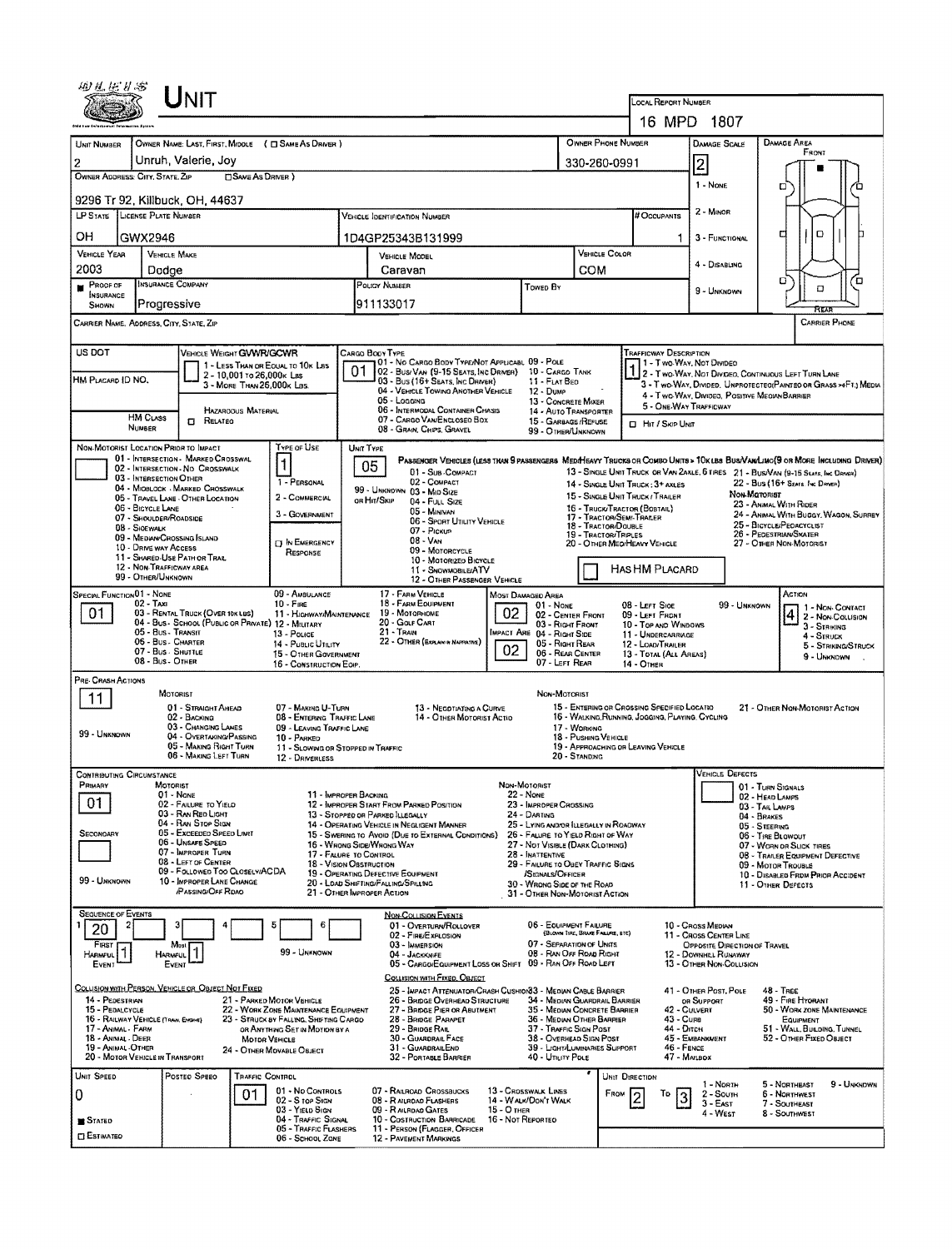# Unit

**Local Report Number:** 16 MPD 1807

| Unit Number | Owner Name: Last, First, Middle ( ☐ Same As Driver ) | Owner Phone Number | Damage Scale | Damage Area |
|---|---|---|---|---|
| 2 | Unruh, Valerie, Joy | 330-260-0991 | 2 | Front |

**Owner Address: City, State, Zip** ( ☐ Same As Driver ): 9296 Tr 92, Killbuck, OH, 44637

Damage Scale: 1 - None; 2 - Minor; 3 - Functional; 4 - Disabling; 9 - Unknown

| LP State | License Plate Number | Vehicle Identification Number | # Occupants |
|---|---|---|---|
| OH | GWX2946 | 1D4GP25343B131999 | 1 |

| Vehicle Year | Vehicle Make | Vehicle Model | Vehicle Color |
|---|---|---|---|
| 2003 | Dodge | Caravan | COM |

| Proof of Insurance Shown | Insurance Company | Policy Number | Towed By |
|---|---|---|---|
| ■ | Progressive | 911133017 | |

**Carrier Name, Address, City, State, Zip:**

**Carrier Phone:**

**US DOT:**

**HM Placard ID No.:**

**HM Class Number:**

**Vehicle Weight GVWR/GCWR:** 1 - Less Than or Equal to 10k Lbs; 2 - 10,001 to 26,000k Lbs; 3 - More Than 26,000k Lbs.

☐ Hazardous Material Related

**Cargo Body Type:** 01
01 - No Cargo Body Type/Not Applicabl; 02 - Bus/Van (9-15 Seats, Inc Driver); 03 - Bus (16+ Seats, Inc Driver); 04 - Vehicle Towing Another Vehicle; 05 - Logging; 06 - Intermodal Container Chasis; 07 - Cargo Van/Enclosed Box; 08 - Grain, Chips, Gravel; 09 - Pole; 10 - Cargo Tank; 11 - Flat Bed; 12 - Dump; 13 - Concrete Mixer; 14 - Auto Transporter; 15 - Garbage/Refuse; 99 - Other/Unknown

**Trafficway Description:** 1
1 - Two-Way, Not Divided; 2 - Two-Way, Not Divided, Continuous Left Turn Lane; 3 - Two-Way, Divided, Unprotected(Painted or Grass >4Ft.) Media; 4 - Two-Way, Divided, Positive Median Barrier; 5 - One-Way Trafficway

☐ Hit / Skip Unit

**Non-Motorist Location Prior to Impact:**
01 - Intersection - Marked Crosswal; 02 - Intersection - No Crosswalk; 03 - Intersection Other; 04 - Midblock - Marked Crosswalk; 05 - Travel Lane - Other Location; 06 - Bicycle Lane; 07 - Shoulder/Roadside; 08 - Sidewalk; 09 - Median/Crossing Island; 10 - Drive way Access; 11 - Shared-Use Path or Trail; 12 - Non-Trafficway Area; 99 - Other/Unknown

**Type of Use:** 1
1 - Personal; 2 - Commercial; 3 - Government; ☐ In Emergency Response

**Unit Type:** 05
Passenger Vehicles (Less than 9 passengers): 01 - Sub-Compact; 02 - Compact; 99 - Unknown 03 - Mid Size or Hit/Skip; 04 - Full Size; 05 - Minivan; 06 - Sport Utility Vehicle; 07 - Pickup; 08 - Van; 09 - Motorcycle; 10 - Motorized Bicycle; 11 - Snowmobile/ATV; 12 - Other Passenger Vehicle
Med/Heavy Trucks or Combo Units > 10k lbs Bus/Van/Limo(9 or More Including Driver): 13 - Single Unit Truck or Van 2axle, 6 Tires; 14 - Single Unit Truck: 3+ Axles; 15 - Single Unit Truck / Trailer; 16 - Truck/Tractor (Bobtail); 17 - Tractor/Semi-Trailer; 18 - Tractor/Double; 19 - Tractor/Triples; 20 - Other Med/Heavy Vehicle; 21 - Bus/Van (9-15 Seats, Inc Driver); 22 - Bus (16+ Seats, Inc Driver)
Non-Motorist: 23 - Animal With Rider; 24 - Animal With Buggy, Wagon, Surrey; 25 - Bicycle/Pedacyclist; 26 - Pedestrian/Skater; 27 - Other Non-Motorist

☐ Has HM Placard

**Special Function:** 01
01 - None; 02 - Taxi; 03 - Rental Truck (Over 10k lbs); 04 - Bus - School (Public or Private); 05 - Bus - Transit; 06 - Bus - Charter; 07 - Bus - Shuttle; 08 - Bus - Other; 09 - Ambulance; 10 - Fire; 11 - Highway/Maintenance; 12 - Military; 13 - Police; 14 - Public Utility; 15 - Other Government; 16 - Construction Eqip.; 17 - Farm Vehicle; 18 - Farm Equipment; 19 - Motorhome; 20 - Golf Cart; 21 - Train; 22 - Other (Explain in Narrative)

**Most Damaged Area:** 02
**Impact Are:** 02
01 - None; 02 - Center Front; 03 - Right Front; 04 - Right Side; 05 - Right Rear; 06 - Rear Center; 07 - Left Rear; 08 - Left Side; 09 - Left Front; 10 - Top and Windows; 11 - Undercarriage; 12 - Load/Trailer; 13 - Total (All Areas); 14 - Other; 99 - Unknown

**Action:** 4
1 - Non-Contact; 2 - Non-Collision; 3 - Striking; 4 - Struck; 5 - Striking/Struck; 9 - Unknown

**Pre-Crash Actions:** 11
Motorist: 01 - Straight Ahead; 02 - Backing; 03 - Changing Lanes; 04 - Overtaking/Passing; 05 - Making Right Turn; 06 - Making Left Turn; 07 - Making U-Turn; 08 - Entering Traffic Lane; 09 - Leaving Traffic Lane; 10 - Parked; 11 - Slowing or Stopped in Traffic; 12 - Driverless; 13 - Negotiating a Curve; 14 - Other Motorist Actio; 99 - Unknown
Non-Motorist: 15 - Entering or Crossing Specified Locatio; 16 - Walking, Running, Jogging, Playing, Cycling; 17 - Working; 18 - Pushing Vehicle; 19 - Approaching or Leaving Vehicle; 20 - Standing; 21 - Other Non-Motorist Action

**Contributing Circumstance:**
Primary: 01
Secondary:
Motorist: 01 - None; 02 - Failure to Yield; 03 - Ran Red Light; 04 - Ran Stop Sign; 05 - Exceeded Speed Limit; 06 - Unsafe Speed; 07 - Improper Turn; 08 - Left of Center; 09 - Followed Too Closely/ACDA; 10 - Improper Lane Change /Passing/Off Road; 11 - Improper Backing; 12 - Improper Start From Parked Position; 13 - Stopped or Parked Illegally; 14 - Operating Vehicle in Negligent Manner; 15 - Swering to Avoid (Due to External Conditions); 16 - Wrong Side/Wrong Way; 17 - Failure to Control; 18 - Vision Obstruction; 19 - Operating Defective Equipment; 20 - Load Shifting/Falling/Spilling; 21 - Other Improper Action; 99 - Unknown
Non-Motorist: 22 - None; 23 - Improper Crossing; 24 - Darting; 25 - Lying and/or Illegally in Roadway; 26 - Failure to Yield Right of Way; 27 - Not Visible (Dark Clothing); 28 - Inattentive; 29 - Failure to Obey Traffic Signs /Signals/Officer; 30 - Wrong Side of the Road; 31 - Other Non-Motorist Action

**Vehicle Defects:** 01 - Turn Signals; 02 - Head Lamps; 03 - Tail Lamps; 04 - Brakes; 05 - Steering; 06 - Tire Blowout; 07 - Worn or Slick Tires; 08 - Trailer Equipment Defective; 09 - Motor Trouble; 10 - Disabled From Prior Accident; 11 - Other Defects

**Sequence of Events:** 1: 20; 2: ; 3: ; 4: ; 5: ; 6:
First Harmful Event: 1
Most Harmful Event: 1
99 - Unknown

Non-Collision Events: 01 - Overturn/Rollover; 02 - Fire/Explosion; 03 - Immersion; 04 - Jackknife; 05 - Cargo/Equipment Loss or Shift; 06 - Equipment Failure (Blown Tire, Brake Failure, etc); 07 - Separation of Units; 08 - Ran Off Road Right; 09 - Ran Off Road Left; 10 - Cross Median; 11 - Cross Center Line Opposite Direction of Travel; 12 - Downhill Runaway; 13 - Other Non-Collision

Collision with Person, Vehicle or Object Not Fixed: 14 - Pedestrian; 15 - Pedalcycle; 16 - Railway Vehicle (Train, Engine); 17 - Animal - Farm; 18 - Animal - Deer; 19 - Animal - Other; 20 - Motor Vehicle in Transport; 21 - Parked Motor Vehicle; 22 - Work Zone Maintenance Equipment; 23 - Struck by Falling, Shifting Cargo or Anything Set in Motion by a Motor Vehicle; 24 - Other Movable Object

Collision with Fixed, Object: 25 - Impact Attenuator/Crash Cushion; 26 - Bridge Overhead Structure; 27 - Bridge Pier or Abutment; 28 - Bridge Parapet; 29 - Bridge Rail; 30 - Guardrail Face; 31 - Guardrail End; 32 - Portable Barrier; 33 - Median Cable Barrier; 34 - Median Guardrail Barrier; 35 - Median Concrete Barrier; 36 - Median Other Barrier; 37 - Traffic Sign Post; 38 - Overhead Sign Post; 39 - Light/Luminaries Support; 40 - Utility Pole; 41 - Other Post, Pole or Support; 42 - Culvert; 43 - Curb; 44 - Ditch; 45 - Embankment; 46 - Fence; 47 - Mailbox; 48 - Tree; 49 - Fire Hydrant; 50 - Work Zone Maintenance Equipment; 51 - Wall, Building, Tunnel; 52 - Other Fixed Object

| Unit Speed | Posted Speed | Traffic Control | Unit Direction |
|---|---|---|---|
| 0 | | 01 | From 2 To 3 |

■ Stated
☐ Estimated

Traffic Control: 01 - No Controls; 02 - Stop Sign; 03 - Yield Sign; 04 - Traffic Signal; 05 - Traffic Flashers; 06 - School Zone; 07 - Railroad Crossbucks; 08 - Railroad Flashers; 09 - Railroad Gates; 10 - Costruction Barricade; 11 - Person (Flagger, Officer); 12 - Pavement Markings; 13 - Crosswalk Lines; 14 - Walk/Don't Walk; 15 - Other; 16 - Not Reported

Unit Direction: 1 - North; 2 - South; 3 - East; 4 - West; 5 - Northeast; 6 - Northwest; 7 - Southeast; 8 - Southwest; 9 - Unknown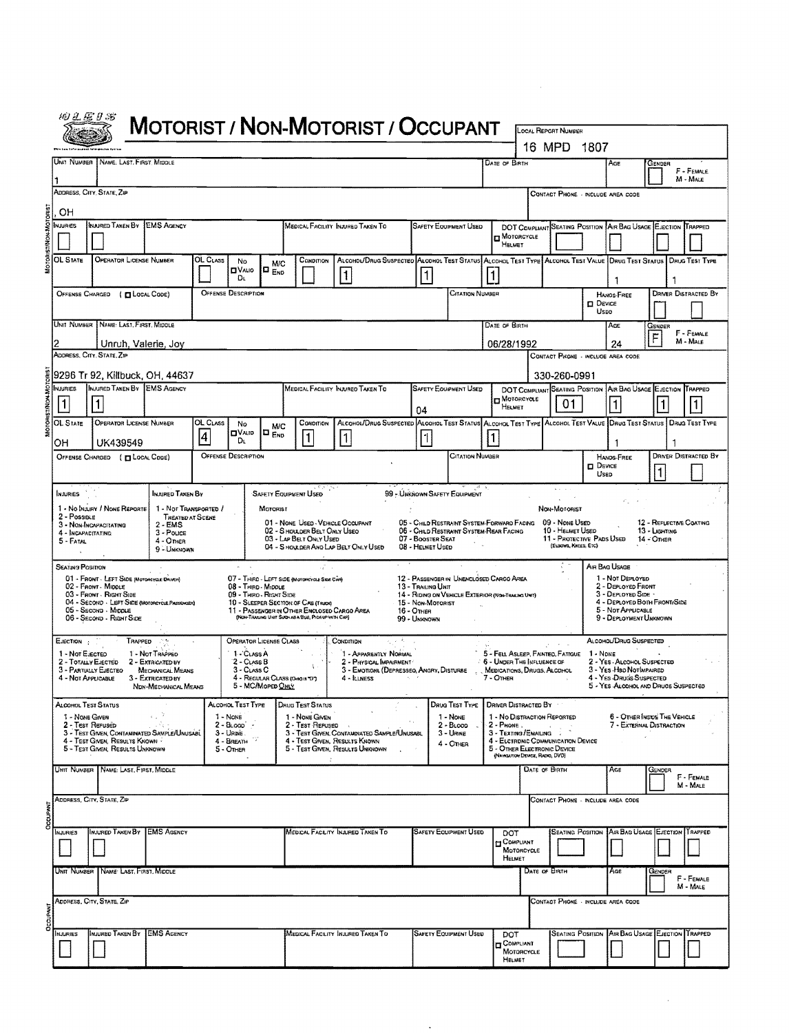# MOTORIST / NON-MOTORIST / OCCUPANT

OLEIS

LOCAL REPORT NUMBER: 16 MPD 1807

## MOTORIST/NON-MOTORIST (Unit 1)

| UNIT NUMBER | NAME: LAST, FIRST, MIDDLE | DATE OF BIRTH | AGE | GENDER (F - FEMALE / M - MALE) |
|---|---|---|---|---|
| 1 | | | | |

| ADDRESS, CITY, STATE, ZIP | CONTACT PHONE - INCLUDE AREA CODE |
|---|---|
| , OH | |

| INJURIES | INJURED TAKEN BY | EMS AGENCY | MEDICAL FACILITY INJURED TAKEN TO | SAFETY EQUIPMENT USED | DOT COMPLIANT MOTORCYCLE HELMET | SEATING POSITION | AIR BAG USAGE | EJECTION | TRAPPED |
|---|---|---|---|---|---|---|---|---|---|
| | | | | | | | | | |

| OL STATE | OPERATOR LICENSE NUMBER | OL CLASS | NO VALID DL | M/C END | CONDITION | ALCOHOL/DRUG SUSPECTED | ALCOHOL TEST STATUS | ALCOHOL TEST TYPE | ALCOHOL TEST VALUE | DRUG TEST STATUS | DRUG TEST TYPE |
|---|---|---|---|---|---|---|---|---|---|---|---|
| | | | | | | 1 | 1 | 1 | | 1 | 1 |

| OFFENSE CHARGED ( LOCAL CODE) | OFFENSE DESCRIPTION | CITATION NUMBER | HANDS-FREE DEVICE USED | DRIVER DISTRACTED BY |
|---|---|---|---|---|
| | | | | |

## MOTORIST/NON-MOTORIST (Unit 2)

| UNIT NUMBER | NAME: LAST, FIRST, MIDDLE | DATE OF BIRTH | AGE | GENDER (F - FEMALE / M - MALE) |
|---|---|---|---|---|
| 2 | Unruh, Valerie, Joy | 06/28/1992 | 24 | F |

| ADDRESS, CITY, STATE, ZIP | CONTACT PHONE - INCLUDE AREA CODE |
|---|---|
| 9296 Tr 92, Killbuck, OH, 44637 | 330-260-0991 |

| INJURIES | INJURED TAKEN BY | EMS AGENCY | MEDICAL FACILITY INJURED TAKEN TO | SAFETY EQUIPMENT USED | DOT COMPLIANT MOTORCYCLE HELMET | SEATING POSITION | AIR BAG USAGE | EJECTION | TRAPPED |
|---|---|---|---|---|---|---|---|---|---|
| 1 | 1 | | | 04 | | 01 | 1 | 1 | 1 |

| OL STATE | OPERATOR LICENSE NUMBER | OL CLASS | NO VALID DL | M/C END | CONDITION | ALCOHOL/DRUG SUSPECTED | ALCOHOL TEST STATUS | ALCOHOL TEST TYPE | ALCOHOL TEST VALUE | DRUG TEST STATUS | DRUG TEST TYPE |
|---|---|---|---|---|---|---|---|---|---|---|---|
| OH | UK439549 | 4 | | | 1 | 1 | 1 | 1 | | 1 | 1 |

| OFFENSE CHARGED ( LOCAL CODE) | OFFENSE DESCRIPTION | CITATION NUMBER | HANDS-FREE DEVICE USED | DRIVER DISTRACTED BY |
|---|---|---|---|---|
| | | | 1 | |

## Codes

**INJURIES**
1 - No Injury / None Reported
2 - Possible
3 - Non-Incapacitating
4 - Incapacitating
5 - Fatal

**INJURED TAKEN BY**
1 - Not Transported / Treated at Scene
2 - EMS
3 - Police
4 - Other
9 - Unknown

**SAFETY EQUIPMENT USED**

Motorist:
01 - None Used - Vehicle Occupant
02 - Shoulder Belt Only Used
03 - Lap Belt Only Used
04 - Shoulder and Lap Belt Only Used
05 - Child Restraint System-Forward Facing
06 - Child Restraint System-Rear Facing
07 - Booster Seat
08 - Helmet Used
99 - Unknown Safety Equipment

Non-Motorist:
09 - None Used
10 - Helmet Used
11 - Protective Pads Used (Elbows, Knees, Etc)
12 - Reflective Coating
13 - Lighting
14 - Other

**SEATING POSITION**
01 - Front - Left Side (Motorcycle Driver)
02 - Front - Middle
03 - Front - Right Side
04 - Second - Left Side (Motorcycle Passenger)
05 - Second - Middle
06 - Second - Right Side
07 - Third - Left Side (Motorcycle Side Car)
08 - Third - Middle
09 - Third - Right Side
10 - Sleeper Section of Cab (Truck)
11 - Passenger in Other Enclosed Cargo Area (Non-Trailing Unit Such as a Bus, Pick-up with Cap)
12 - Passenger in Unenclosed Cargo Area
13 - Trailing Unit
14 - Riding on Vehicle Exterior (Non-Trailing Unit)
15 - Non-Motorist
16 - Other
99 - Unknown

**AIR BAG USAGE**
1 - Not Deployed
2 - Deployed Front
3 - Deployed Side
4 - Deployed Both Front/Side
5 - Not Applicable
9 - Deployment Unknown

**EJECTION**
1 - Not Ejected
2 - Totally Ejected
3 - Partially Ejected
4 - Not Applicable

**TRAPPED**
1 - Not Trapped
2 - Extricated by Mechanical Means
3 - Extricated by Non-Mechanical Means

**OPERATOR LICENSE CLASS**
1 - Class A
2 - Class B
3 - Class C
4 - Regular Class (Ohio is "D")
5 - MC/Moped Only

**CONDITION**
1 - Apparently Normal
2 - Physical Impairment
3 - Emotional (Depressed, Angry, Disturbed)
4 - Illness
5 - Fell Asleep, Fainted, Fatigue
6 - Under the Influence of Medications, Drugs, Alcohol
7 - Other

**ALCOHOL/DRUG SUSPECTED**
1 - None
2 - Yes - Alcohol Suspected
3 - Yes - HBD Not Impaired
4 - Yes - Drugs Suspected
5 - Yes - Alcohol and Drugs Suspected

**ALCOHOL TEST STATUS**
1 - None Given
2 - Test Refused
3 - Test Given, Contaminated Sample/Unusable
4 - Test Given, Results Known
5 - Test Given, Results Unknown

**ALCOHOL TEST TYPE**
1 - None
2 - Blood
3 - Urine
4 - Breath
5 - Other

**DRUG TEST STATUS**
1 - None Given
2 - Test Refused
3 - Test Given, Contaminated Sample/Unusable
4 - Test Given, Results Known
5 - Test Given, Results Unknown

**DRUG TEST TYPE**
1 - None
2 - Blood
3 - Urine
4 - Other

**DRIVER DISTRACTED BY**
1 - No Distraction Reported
2 - Phone
3 - Texting/Emailing
4 - Electronic Communication Device
5 - Other Electronic Device (Navigation Device, Radio, DVD)
6 - Other Inside the Vehicle
7 - External Distraction

## OCCUPANT

| UNIT NUMBER | NAME: LAST, FIRST, MIDDLE | DATE OF BIRTH | AGE | GENDER (F - FEMALE / M - MALE) |
|---|---|---|---|---|
| | | | | |

| ADDRESS, CITY, STATE, ZIP | CONTACT PHONE - INCLUDE AREA CODE |
|---|---|
| | |

| INJURIES | INJURED TAKEN BY | EMS AGENCY | MEDICAL FACILITY INJURED TAKEN TO | SAFETY EQUIPMENT USED | DOT COMPLIANT MOTORCYCLE HELMET | SEATING POSITION | AIR BAG USAGE | EJECTION | TRAPPED |
|---|---|---|---|---|---|---|---|---|---|
| | | | | | | | | | |

## OCCUPANT

| UNIT NUMBER | NAME: LAST, FIRST, MIDDLE | DATE OF BIRTH | AGE | GENDER (F - FEMALE / M - MALE) |
|---|---|---|---|---|
| | | | | |

| ADDRESS, CITY, STATE, ZIP | CONTACT PHONE - INCLUDE AREA CODE |
|---|---|
| | |

| INJURIES | INJURED TAKEN BY | EMS AGENCY | MEDICAL FACILITY INJURED TAKEN TO | SAFETY EQUIPMENT USED | DOT COMPLIANT MOTORCYCLE HELMET | SEATING POSITION | AIR BAG USAGE | EJECTION | TRAPPED |
|---|---|---|---|---|---|---|---|---|---|
| | | | | | | | | | |